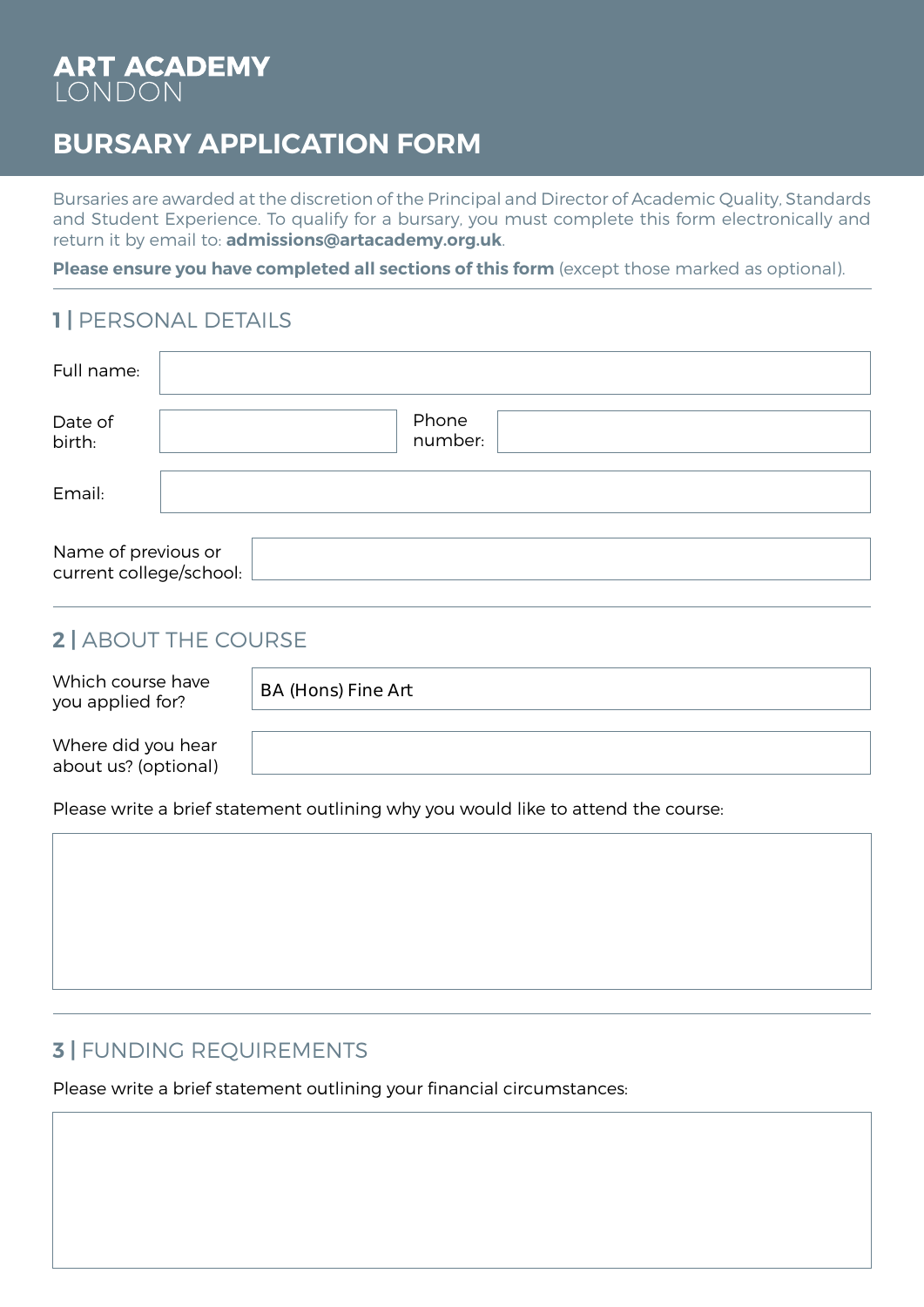# ART ACADEMY
LONDON

## BURSARY APPLICATION FORM

Bursaries are awarded at the discretion of the Principal and Director of Academic Quality, Standards and Student Experience. To qualify for a bursary, you must complete this form electronically and return it by email to: **admissions@artacademy.org.uk**.

**Please ensure you have completed all sections of this form** (except those marked as optional).

### 1 | PERSONAL DETAILS

Full name:

Date of birth:

Phone number:

Email:

Name of previous or current college/school:

### 2 | ABOUT THE COURSE

Which course have you applied for? BA (Hons) Fine Art

Where did you hear about us? (optional)

Please write a brief statement outlining why you would like to attend the course:

### 3 | FUNDING REQUIREMENTS

Please write a brief statement outlining your financial circumstances: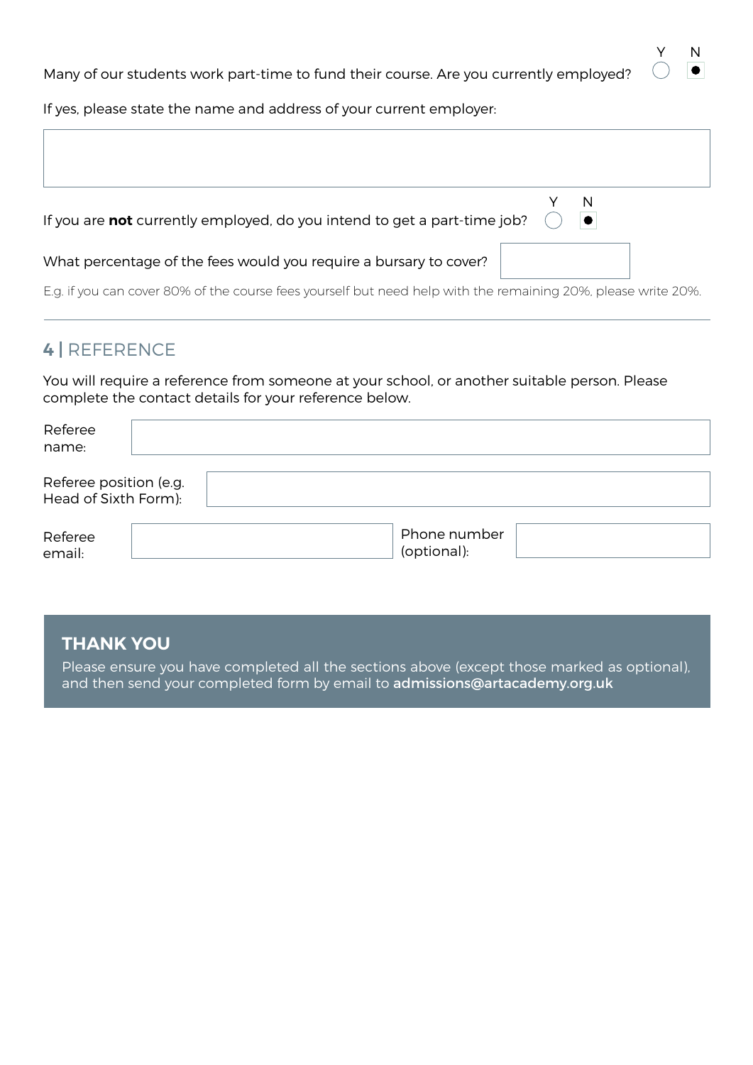Many of our students work part-time to fund their course. Are you currently employed? Y ◯ N ●

If yes, please state the name and address of your current employer:

If you are **not** currently employed, do you intend to get a part-time job? Y ◯ N ●

What percentage of the fees would you require a bursary to cover?

E.g. if you can cover 80% of the course fees yourself but need help with the remaining 20%, please write 20%.

## **4 |** REFERENCE

You will require a reference from someone at your school, or another suitable person. Please complete the contact details for your reference below.

Referee name:

Referee position (e.g. Head of Sixth Form):

Referee email:

Phone number (optional):

### **THANK YOU**

Please ensure you have completed all the sections above (except those marked as optional), and then send your completed form by email to **admissions@artacademy.org.uk**